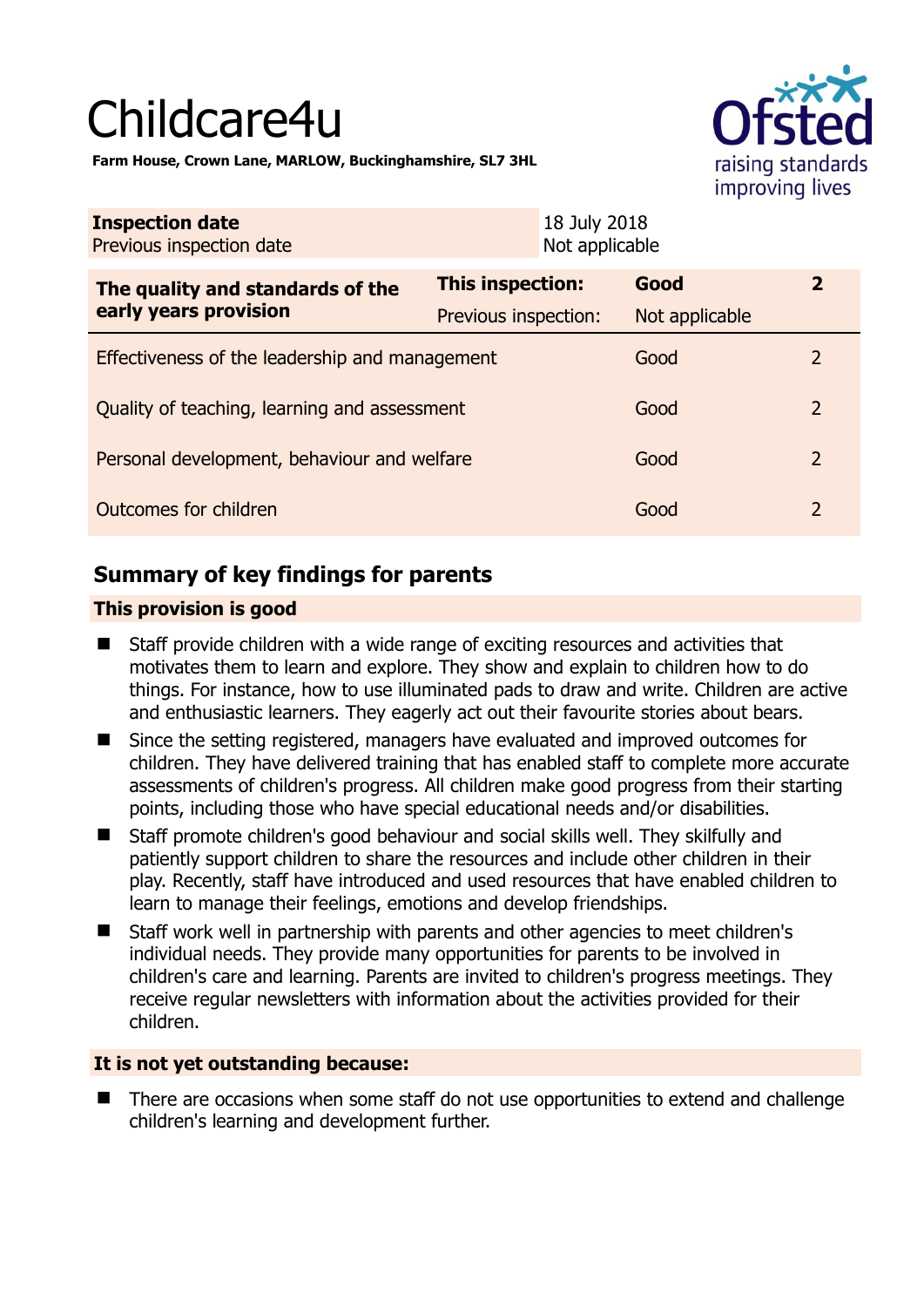# Childcare4u

**Farm House, Crown Lane, MARLOW, Buckinghamshire, SL7 3HL**

| **Inspection date** | 18 July 2018 |
|---|---|
| Previous inspection date | Not applicable |

| **The quality and standards of the early years provision** | **This inspection:** | **Good** | **2** |
|---|---|---|---|
| | Previous inspection: | Not applicable | |
| Effectiveness of the leadership and management | | Good | 2 |
| Quality of teaching, learning and assessment | | Good | 2 |
| Personal development, behaviour and welfare | | Good | 2 |
| Outcomes for children | | Good | 2 |

## Summary of key findings for parents

### This provision is good

- Staff provide children with a wide range of exciting resources and activities that motivates them to learn and explore. They show and explain to children how to do things. For instance, how to use illuminated pads to draw and write. Children are active and enthusiastic learners. They eagerly act out their favourite stories about bears.
- Since the setting registered, managers have evaluated and improved outcomes for children. They have delivered training that has enabled staff to complete more accurate assessments of children's progress. All children make good progress from their starting points, including those who have special educational needs and/or disabilities.
- Staff promote children's good behaviour and social skills well. They skilfully and patiently support children to share the resources and include other children in their play. Recently, staff have introduced and used resources that have enabled children to learn to manage their feelings, emotions and develop friendships.
- Staff work well in partnership with parents and other agencies to meet children's individual needs. They provide many opportunities for parents to be involved in children's care and learning. Parents are invited to children's progress meetings. They receive regular newsletters with information about the activities provided for their children.

### It is not yet outstanding because:

- There are occasions when some staff do not use opportunities to extend and challenge children's learning and development further.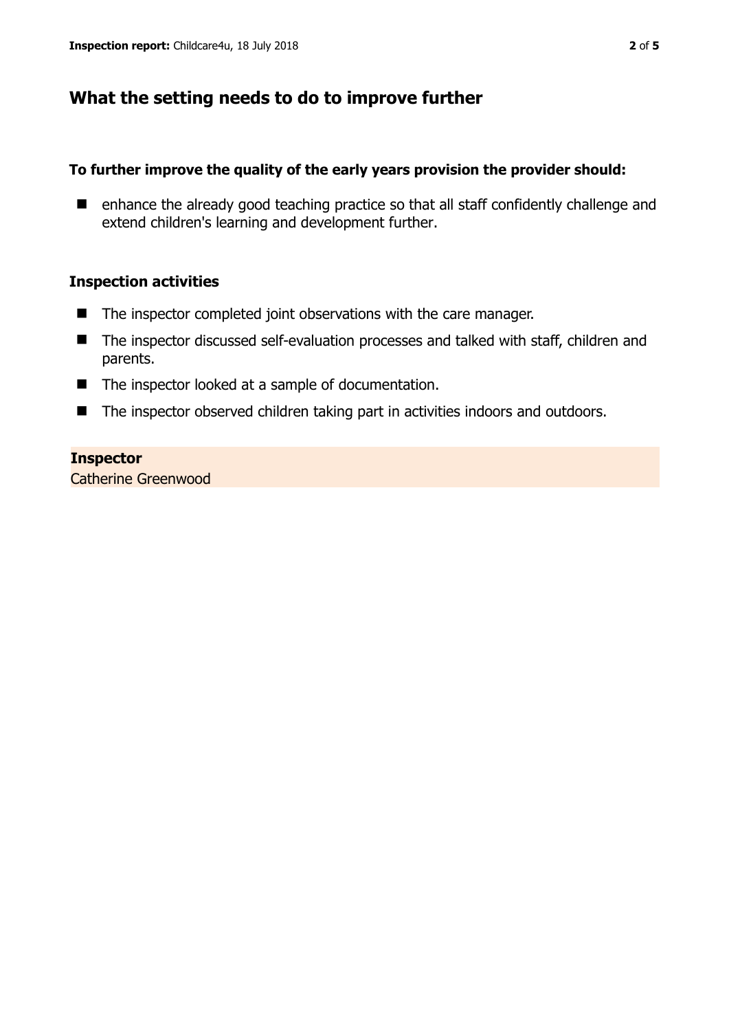## What the setting needs to do to improve further

**To further improve the quality of the early years provision the provider should:**

- enhance the already good teaching practice so that all staff confidently challenge and extend children's learning and development further.

### Inspection activities

- The inspector completed joint observations with the care manager.
- The inspector discussed self-evaluation processes and talked with staff, children and parents.
- The inspector looked at a sample of documentation.
- The inspector observed children taking part in activities indoors and outdoors.

**Inspector**
Catherine Greenwood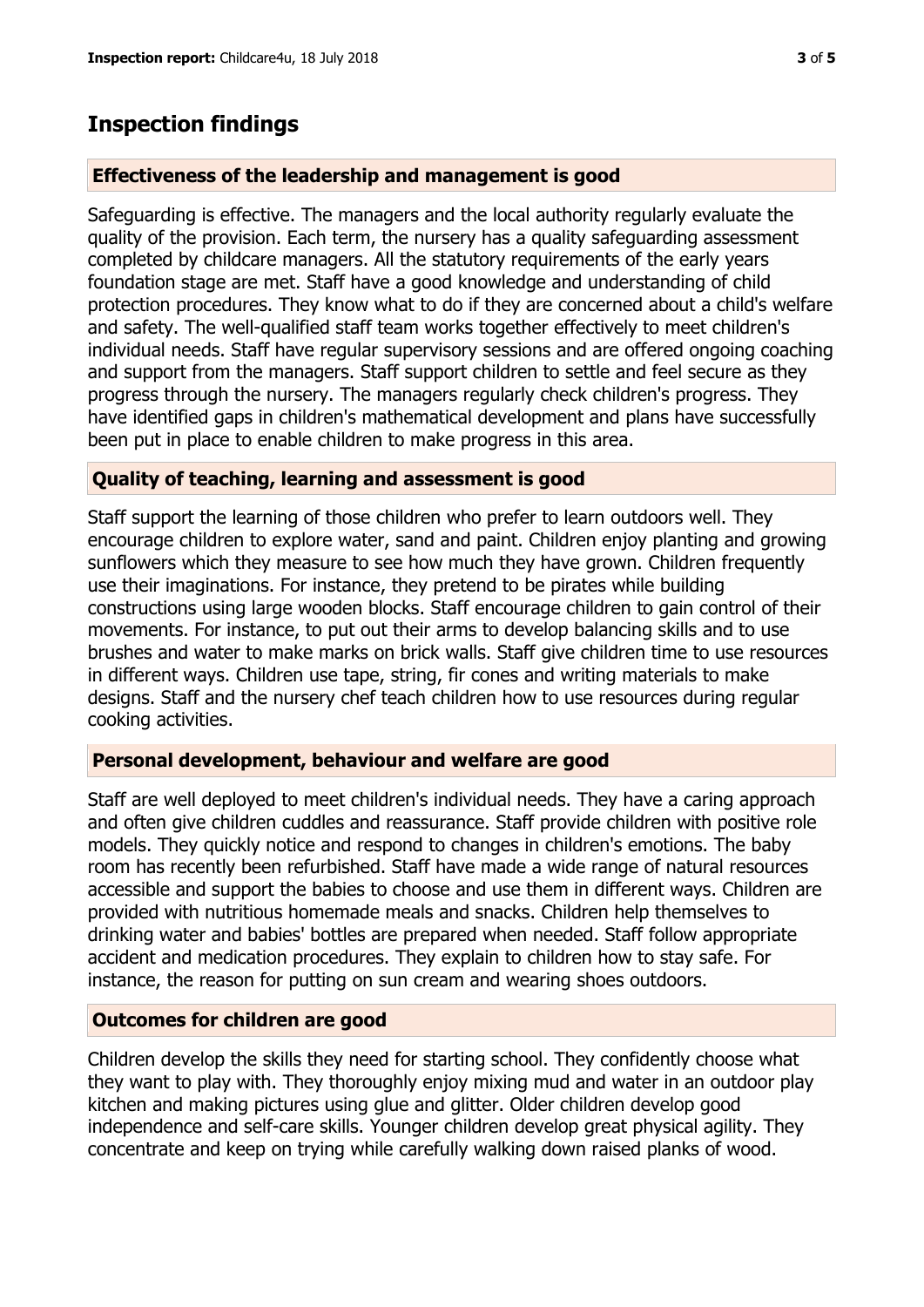## Inspection findings

### Effectiveness of the leadership and management is good

Safeguarding is effective. The managers and the local authority regularly evaluate the quality of the provision. Each term, the nursery has a quality safeguarding assessment completed by childcare managers. All the statutory requirements of the early years foundation stage are met. Staff have a good knowledge and understanding of child protection procedures. They know what to do if they are concerned about a child's welfare and safety. The well-qualified staff team works together effectively to meet children's individual needs. Staff have regular supervisory sessions and are offered ongoing coaching and support from the managers. Staff support children to settle and feel secure as they progress through the nursery. The managers regularly check children's progress. They have identified gaps in children's mathematical development and plans have successfully been put in place to enable children to make progress in this area.

### Quality of teaching, learning and assessment is good

Staff support the learning of those children who prefer to learn outdoors well. They encourage children to explore water, sand and paint. Children enjoy planting and growing sunflowers which they measure to see how much they have grown. Children frequently use their imaginations. For instance, they pretend to be pirates while building constructions using large wooden blocks. Staff encourage children to gain control of their movements. For instance, to put out their arms to develop balancing skills and to use brushes and water to make marks on brick walls. Staff give children time to use resources in different ways. Children use tape, string, fir cones and writing materials to make designs. Staff and the nursery chef teach children how to use resources during regular cooking activities.

### Personal development, behaviour and welfare are good

Staff are well deployed to meet children's individual needs. They have a caring approach and often give children cuddles and reassurance. Staff provide children with positive role models. They quickly notice and respond to changes in children's emotions. The baby room has recently been refurbished. Staff have made a wide range of natural resources accessible and support the babies to choose and use them in different ways. Children are provided with nutritious homemade meals and snacks. Children help themselves to drinking water and babies' bottles are prepared when needed. Staff follow appropriate accident and medication procedures. They explain to children how to stay safe. For instance, the reason for putting on sun cream and wearing shoes outdoors.

### Outcomes for children are good

Children develop the skills they need for starting school. They confidently choose what they want to play with. They thoroughly enjoy mixing mud and water in an outdoor play kitchen and making pictures using glue and glitter. Older children develop good independence and self-care skills. Younger children develop great physical agility. They concentrate and keep on trying while carefully walking down raised planks of wood.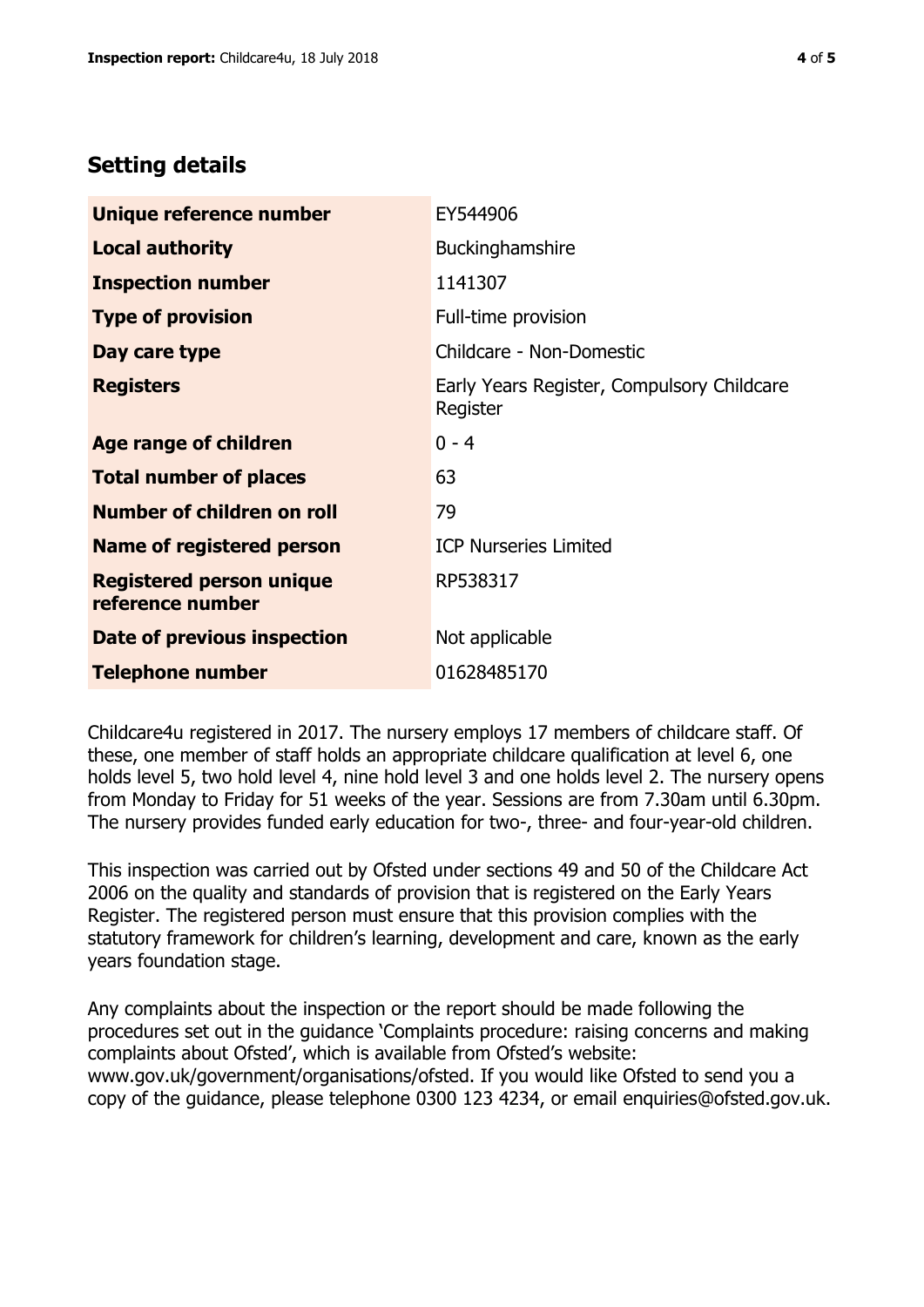## Setting details

| | |
|---|---|
| **Unique reference number** | EY544906 |
| **Local authority** | Buckinghamshire |
| **Inspection number** | 1141307 |
| **Type of provision** | Full-time provision |
| **Day care type** | Childcare - Non-Domestic |
| **Registers** | Early Years Register, Compulsory Childcare Register |
| **Age range of children** | 0 - 4 |
| **Total number of places** | 63 |
| **Number of children on roll** | 79 |
| **Name of registered person** | ICP Nurseries Limited |
| **Registered person unique reference number** | RP538317 |
| **Date of previous inspection** | Not applicable |
| **Telephone number** | 01628485170 |

Childcare4u registered in 2017. The nursery employs 17 members of childcare staff. Of these, one member of staff holds an appropriate childcare qualification at level 6, one holds level 5, two hold level 4, nine hold level 3 and one holds level 2. The nursery opens from Monday to Friday for 51 weeks of the year. Sessions are from 7.30am until 6.30pm. The nursery provides funded early education for two-, three- and four-year-old children.

This inspection was carried out by Ofsted under sections 49 and 50 of the Childcare Act 2006 on the quality and standards of provision that is registered on the Early Years Register. The registered person must ensure that this provision complies with the statutory framework for children's learning, development and care, known as the early years foundation stage.

Any complaints about the inspection or the report should be made following the procedures set out in the guidance 'Complaints procedure: raising concerns and making complaints about Ofsted', which is available from Ofsted's website: www.gov.uk/government/organisations/ofsted. If you would like Ofsted to send you a copy of the guidance, please telephone 0300 123 4234, or email enquiries@ofsted.gov.uk.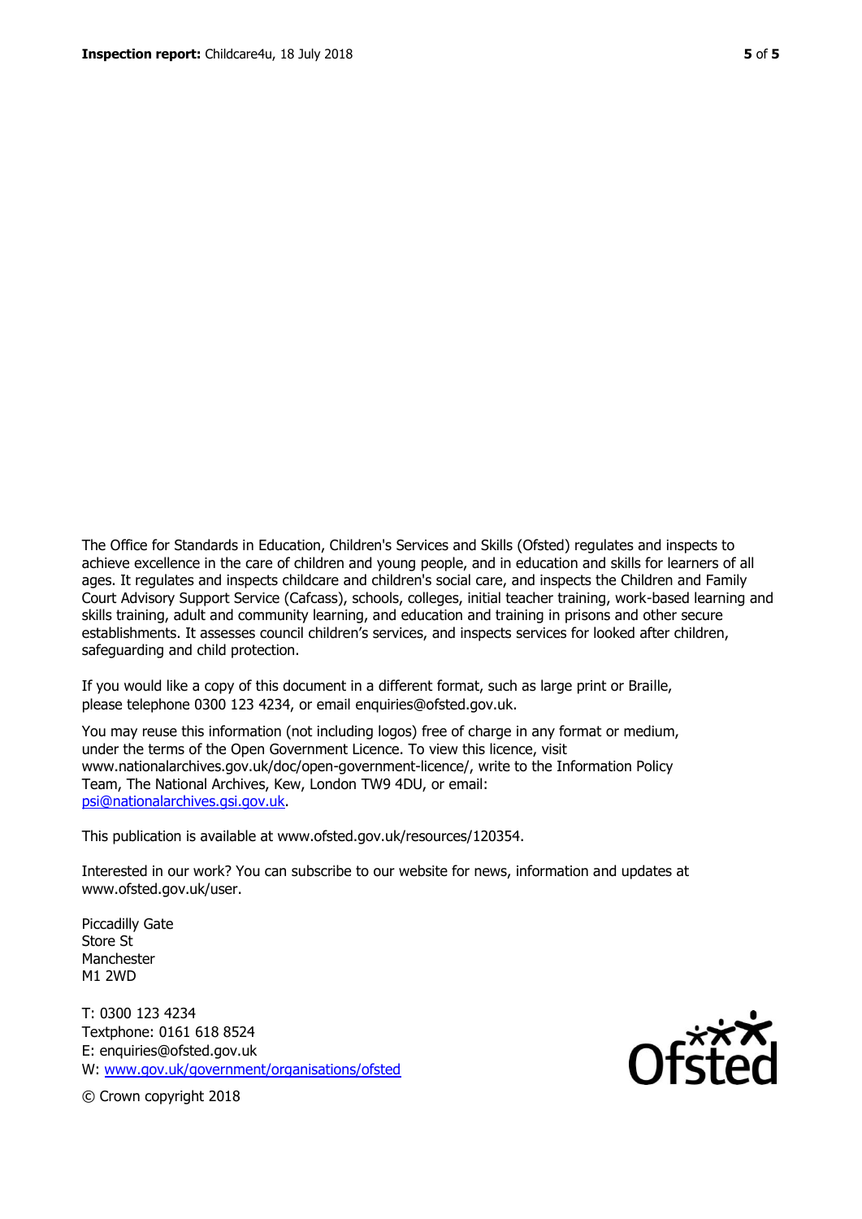The Office for Standards in Education, Children's Services and Skills (Ofsted) regulates and inspects to achieve excellence in the care of children and young people, and in education and skills for learners of all ages. It regulates and inspects childcare and children's social care, and inspects the Children and Family Court Advisory Support Service (Cafcass), schools, colleges, initial teacher training, work-based learning and skills training, adult and community learning, and education and training in prisons and other secure establishments. It assesses council children's services, and inspects services for looked after children, safeguarding and child protection.

If you would like a copy of this document in a different format, such as large print or Braille, please telephone 0300 123 4234, or email enquiries@ofsted.gov.uk.

You may reuse this information (not including logos) free of charge in any format or medium, under the terms of the Open Government Licence. To view this licence, visit www.nationalarchives.gov.uk/doc/open-government-licence/, write to the Information Policy Team, The National Archives, Kew, London TW9 4DU, or email: psi@nationalarchives.gsi.gov.uk.

This publication is available at www.ofsted.gov.uk/resources/120354.

Interested in our work? You can subscribe to our website for news, information and updates at www.ofsted.gov.uk/user.

Piccadilly Gate
Store St
Manchester
M1 2WD

T: 0300 123 4234
Textphone: 0161 618 8524
E: enquiries@ofsted.gov.uk
W: www.gov.uk/government/organisations/ofsted

© Crown copyright 2018